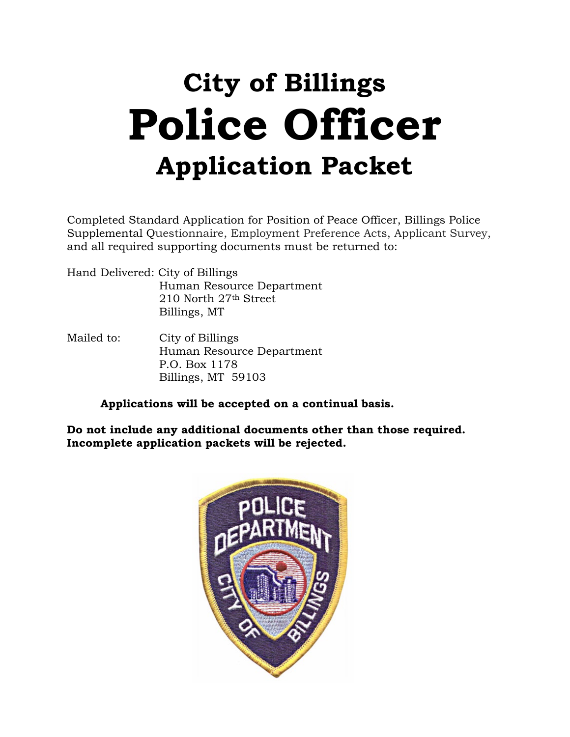# City of Billings

# Police Officer

## Application Packet

Completed Standard Application for Position of Peace Officer, Billings Police Supplemental Questionnaire, Employment Preference Acts, Applicant Survey, and all required supporting documents must be returned to:

Hand Delivered: City of Billings
Human Resource Department
210 North 27th Street
Billings, MT

Mailed to: City of Billings
Human Resource Department
P.O. Box 1178
Billings, MT 59103

**Applications will be accepted on a continual basis.**

**Do not include any additional documents other than those required. Incomplete application packets will be rejected.**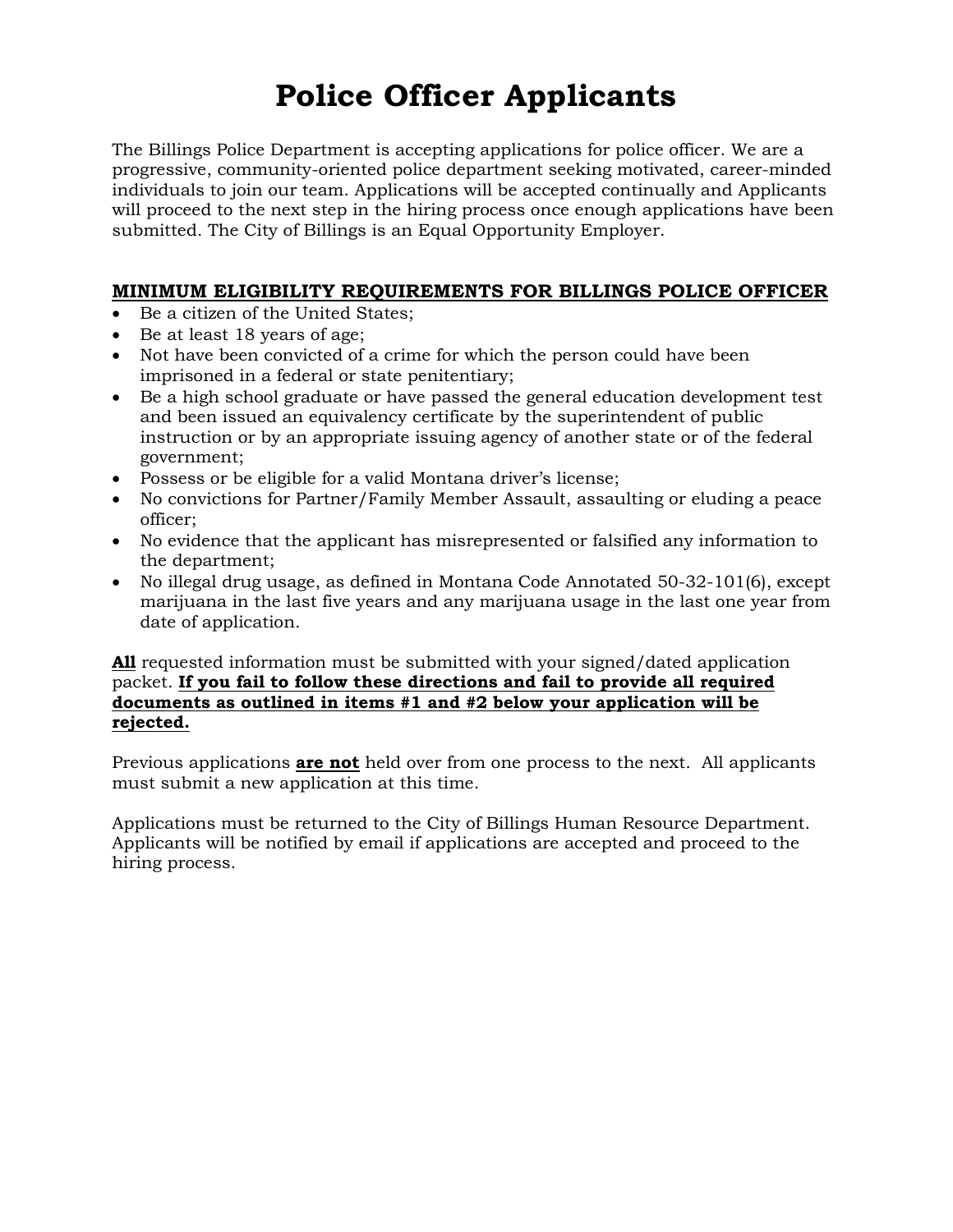# Police Officer Applicants

The Billings Police Department is accepting applications for police officer. We are a progressive, community-oriented police department seeking motivated, career-minded individuals to join our team. Applications will be accepted continually and Applicants will proceed to the next step in the hiring process once enough applications have been submitted. The City of Billings is an Equal Opportunity Employer.

**MINIMUM ELIGIBILITY REQUIREMENTS FOR BILLINGS POLICE OFFICER**

- Be a citizen of the United States;
- Be at least 18 years of age;
- Not have been convicted of a crime for which the person could have been imprisoned in a federal or state penitentiary;
- Be a high school graduate or have passed the general education development test and been issued an equivalency certificate by the superintendent of public instruction or by an appropriate issuing agency of another state or of the federal government;
- Possess or be eligible for a valid Montana driver's license;
- No convictions for Partner/Family Member Assault, assaulting or eluding a peace officer;
- No evidence that the applicant has misrepresented or falsified any information to the department;
- No illegal drug usage, as defined in Montana Code Annotated 50-32-101(6), except marijuana in the last five years and any marijuana usage in the last one year from date of application.

**All** requested information must be submitted with your signed/dated application packet. **If you fail to follow these directions and fail to provide all required documents as outlined in items #1 and #2 below your application will be rejected.**

Previous applications **are not** held over from one process to the next. All applicants must submit a new application at this time.

Applications must be returned to the City of Billings Human Resource Department. Applicants will be notified by email if applications are accepted and proceed to the hiring process.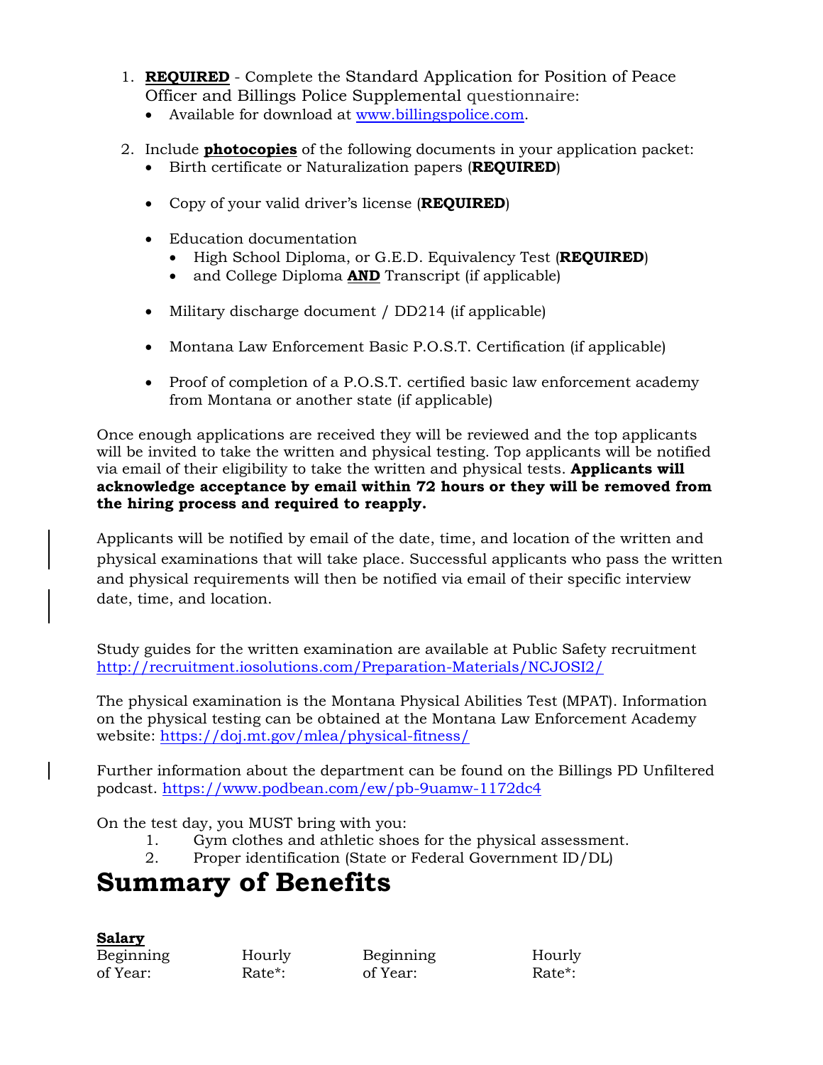1. **REQUIRED** - Complete the Standard Application for Position of Peace Officer and Billings Police Supplemental questionnaire:
   - Available for download at [www.billingspolice.com](http://www.billingspolice.com).

2. Include **photocopies** of the following documents in your application packet:
   - Birth certificate or Naturalization papers (**REQUIRED**)
   - Copy of your valid driver's license (**REQUIRED**)
   - Education documentation
     - High School Diploma, or G.E.D. Equivalency Test (**REQUIRED**)
     - and College Diploma **AND** Transcript (if applicable)
   - Military discharge document / DD214 (if applicable)
   - Montana Law Enforcement Basic P.O.S.T. Certification (if applicable)
   - Proof of completion of a P.O.S.T. certified basic law enforcement academy from Montana or another state (if applicable)

Once enough applications are received they will be reviewed and the top applicants will be invited to take the written and physical testing. Top applicants will be notified via email of their eligibility to take the written and physical tests. **Applicants will acknowledge acceptance by email within 72 hours or they will be removed from the hiring process and required to reapply.**

Applicants will be notified by email of the date, time, and location of the written and physical examinations that will take place. Successful applicants who pass the written and physical requirements will then be notified via email of their specific interview date, time, and location.

Study guides for the written examination are available at Public Safety recruitment http://recruitment.iosolutions.com/Preparation-Materials/NCJOSI2/

The physical examination is the Montana Physical Abilities Test (MPAT). Information on the physical testing can be obtained at the Montana Law Enforcement Academy website: https://doj.mt.gov/mlea/physical-fitness/

Further information about the department can be found on the Billings PD Unfiltered podcast. https://www.podbean.com/ew/pb-9uamw-1172dc4

On the test day, you MUST bring with you:

1. Gym clothes and athletic shoes for the physical assessment.
2. Proper identification (State or Federal Government ID/DL)

# Summary of Benefits

**Salary**

| Beginning of Year: | Hourly Rate*: | Beginning of Year: | Hourly Rate*: |
|---|---|---|---|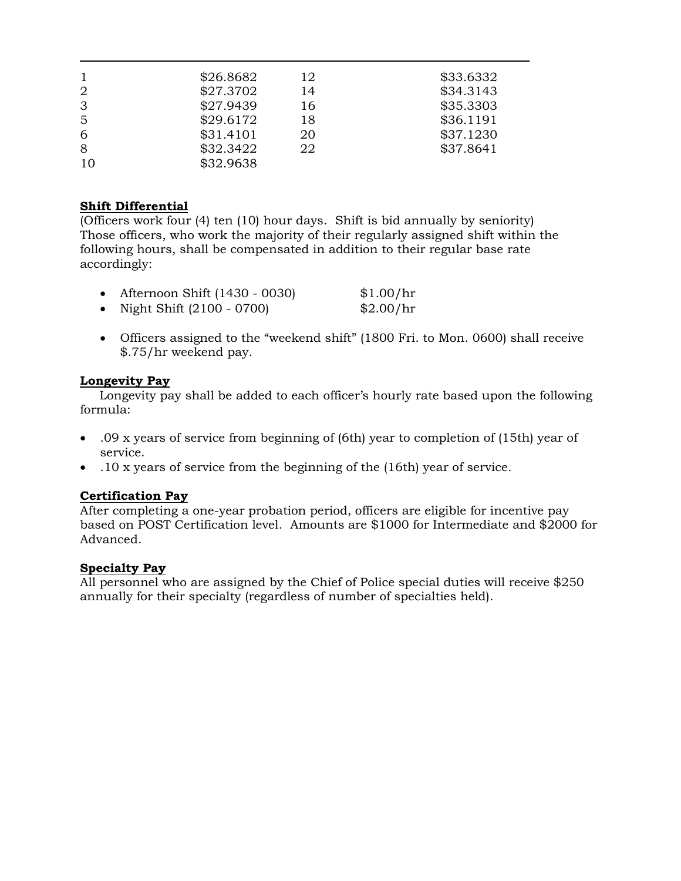| | | | |
|---|---|---|---|
| 1 | $26.8682 | 12 | $33.6332 |
| 2 | $27.3702 | 14 | $34.3143 |
| 3 | $27.9439 | 16 | $35.3303 |
| 5 | $29.6172 | 18 | $36.1191 |
| 6 | $31.4101 | 20 | $37.1230 |
| 8 | $32.3422 | 22 | $37.8641 |
| 10 | $32.9638 | | |

**Shift Differential**

(Officers work four (4) ten (10) hour days. Shift is bid annually by seniority) Those officers, who work the majority of their regularly assigned shift within the following hours, shall be compensated in addition to their regular base rate accordingly:

- Afternoon Shift (1430 - 0030) $1.00/hr
- Night Shift (2100 - 0700) $2.00/hr

- Officers assigned to the "weekend shift" (1800 Fri. to Mon. 0600) shall receive $.75/hr weekend pay.

**Longevity Pay**

Longevity pay shall be added to each officer's hourly rate based upon the following formula:

- .09 x years of service from beginning of (6th) year to completion of (15th) year of service.
- .10 x years of service from the beginning of the (16th) year of service.

**Certification Pay**

After completing a one-year probation period, officers are eligible for incentive pay based on POST Certification level. Amounts are $1000 for Intermediate and $2000 for Advanced.

**Specialty Pay**

All personnel who are assigned by the Chief of Police special duties will receive $250 annually for their specialty (regardless of number of specialties held).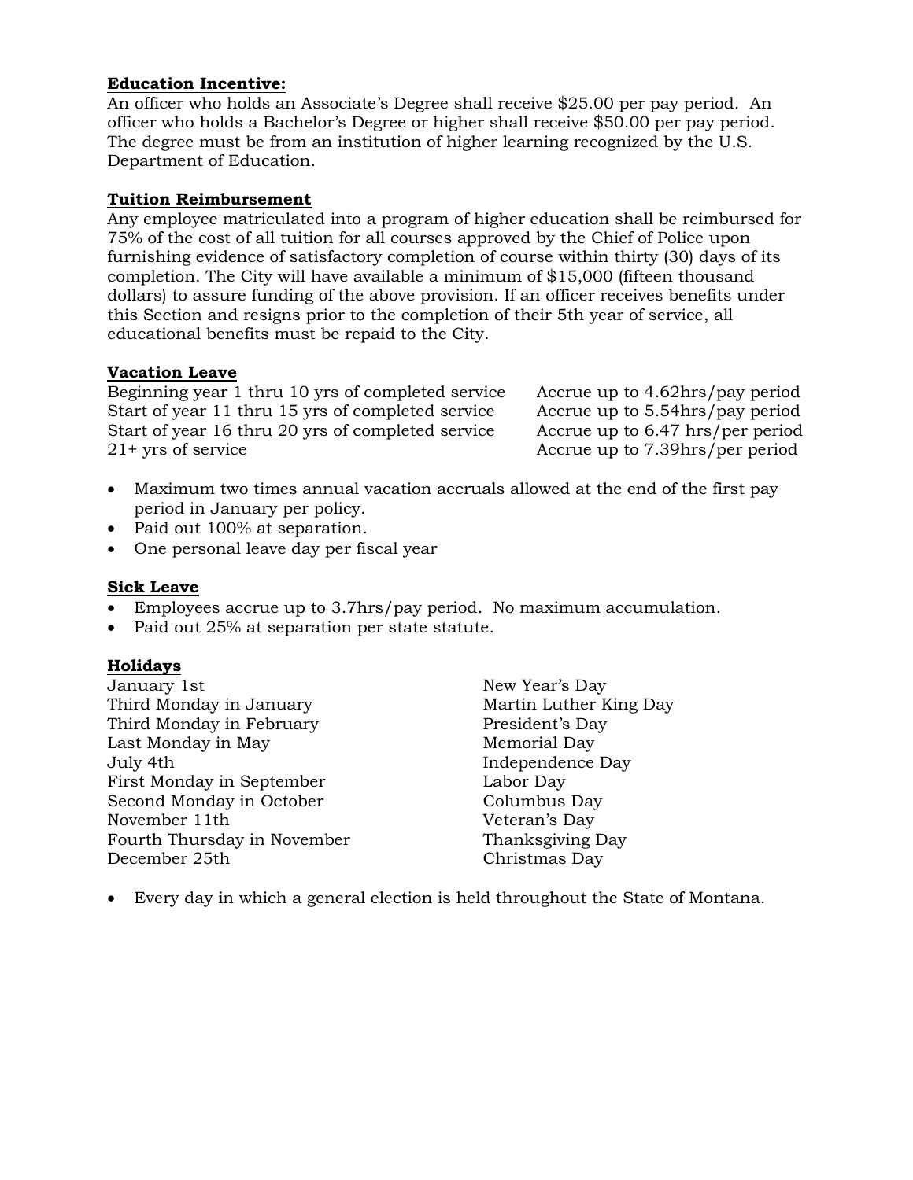**Education Incentive:**
An officer who holds an Associate's Degree shall receive $25.00 per pay period. An officer who holds a Bachelor's Degree or higher shall receive $50.00 per pay period. The degree must be from an institution of higher learning recognized by the U.S. Department of Education.

**Tuition Reimbursement**
Any employee matriculated into a program of higher education shall be reimbursed for 75% of the cost of all tuition for all courses approved by the Chief of Police upon furnishing evidence of satisfactory completion of course within thirty (30) days of its completion. The City will have available a minimum of $15,000 (fifteen thousand dollars) to assure funding of the above provision. If an officer receives benefits under this Section and resigns prior to the completion of their 5th year of service, all educational benefits must be repaid to the City.

**Vacation Leave**

| | |
|---|---|
| Beginning year 1 thru 10 yrs of completed service | Accrue up to 4.62hrs/pay period |
| Start of year 11 thru 15 yrs of completed service | Accrue up to 5.54hrs/pay period |
| Start of year 16 thru 20 yrs of completed service | Accrue up to 6.47 hrs/per period |
| 21+ yrs of service | Accrue up to 7.39hrs/per period |

- Maximum two times annual vacation accruals allowed at the end of the first pay period in January per policy.
- Paid out 100% at separation.
- One personal leave day per fiscal year

**Sick Leave**
- Employees accrue up to 3.7hrs/pay period. No maximum accumulation.
- Paid out 25% at separation per state statute.

**Holidays**

| | |
|---|---|
| January 1st | New Year's Day |
| Third Monday in January | Martin Luther King Day |
| Third Monday in February | President's Day |
| Last Monday in May | Memorial Day |
| July 4th | Independence Day |
| First Monday in September | Labor Day |
| Second Monday in October | Columbus Day |
| November 11th | Veteran's Day |
| Fourth Thursday in November | Thanksgiving Day |
| December 25th | Christmas Day |

- Every day in which a general election is held throughout the State of Montana.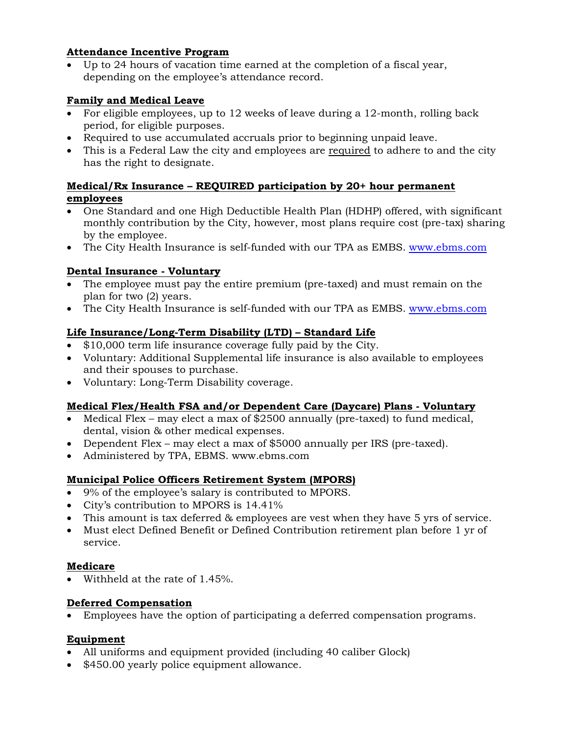**Attendance Incentive Program**

- Up to 24 hours of vacation time earned at the completion of a fiscal year, depending on the employee's attendance record.

**Family and Medical Leave**

- For eligible employees, up to 12 weeks of leave during a 12-month, rolling back period, for eligible purposes.
- Required to use accumulated accruals prior to beginning unpaid leave.
- This is a Federal Law the city and employees are required to adhere to and the city has the right to designate.

**Medical/Rx Insurance – REQUIRED participation by 20+ hour permanent employees**

- One Standard and one High Deductible Health Plan (HDHP) offered, with significant monthly contribution by the City, however, most plans require cost (pre-tax) sharing by the employee.
- The City Health Insurance is self-funded with our TPA as EMBS. [www.ebms.com](www.ebms.com)

**Dental Insurance - Voluntary**

- The employee must pay the entire premium (pre-taxed) and must remain on the plan for two (2) years.
- The City Health Insurance is self-funded with our TPA as EMBS. [www.ebms.com](www.ebms.com)

**Life Insurance/Long-Term Disability (LTD) – Standard Life**

- $10,000 term life insurance coverage fully paid by the City.
- Voluntary: Additional Supplemental life insurance is also available to employees and their spouses to purchase.
- Voluntary: Long-Term Disability coverage.

**Medical Flex/Health FSA and/or Dependent Care (Daycare) Plans - Voluntary**

- Medical Flex – may elect a max of $2500 annually (pre-taxed) to fund medical, dental, vision & other medical expenses.
- Dependent Flex – may elect a max of $5000 annually per IRS (pre-taxed).
- Administered by TPA, EBMS. www.ebms.com

**Municipal Police Officers Retirement System (MPORS)**

- 9% of the employee's salary is contributed to MPORS.
- City's contribution to MPORS is 14.41%
- This amount is tax deferred & employees are vest when they have 5 yrs of service.
- Must elect Defined Benefit or Defined Contribution retirement plan before 1 yr of service.

**Medicare**

- Withheld at the rate of 1.45%.

**Deferred Compensation**

- Employees have the option of participating a deferred compensation programs.

**Equipment**

- All uniforms and equipment provided (including 40 caliber Glock)
- $450.00 yearly police equipment allowance.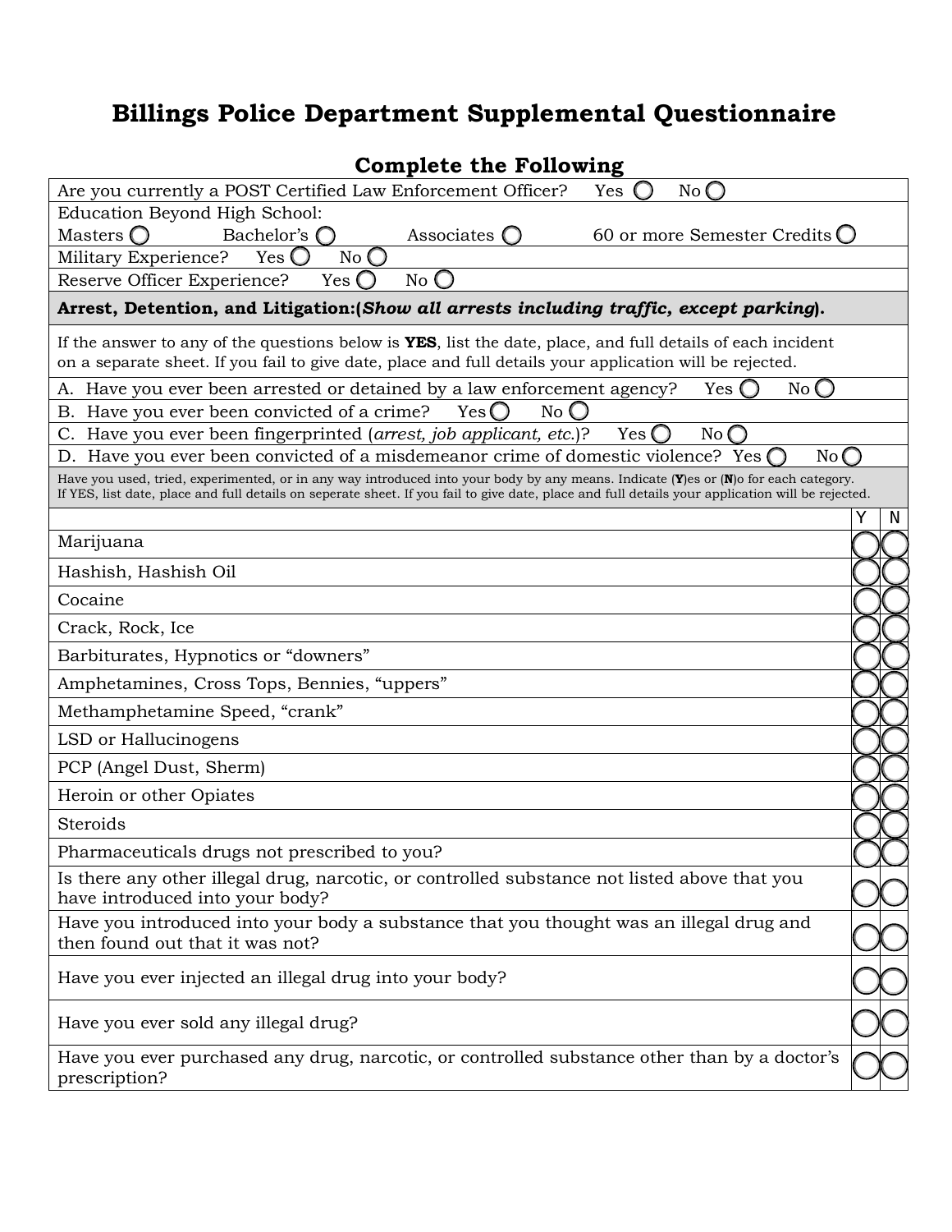# Billings Police Department Supplemental Questionnaire

## Complete the Following

| |
|---|
| Are you currently a POST Certified Law Enforcement Officer? Yes ◯ No ◯ |
| Education Beyond High School:<br>Masters ◯ Bachelor's ◯ Associates ◯ 60 or more Semester Credits ◯ |
| Military Experience? Yes ◯ No ◯ |
| Reserve Officer Experience? Yes ◯ No ◯ |
| **Arrest, Detention, and Litigation:(*Show all arrests including traffic, except parking*).** |
| If the answer to any of the questions below is **YES**, list the date, place, and full details of each incident on a separate sheet. If you fail to give date, place and full details your application will be rejected. |
| A. Have you ever been arrested or detained by a law enforcement agency? Yes ◯ No ◯ |
| B. Have you ever been convicted of a crime? Yes ◯ No ◯ |
| C. Have you ever been fingerprinted (*arrest, job applicant, etc.*)? Yes ◯ No ◯ |
| D. Have you ever been convicted of a misdemeanor crime of domestic violence? Yes ◯ No ◯ |

Have you used, tried, experimented, or in any way introduced into your body by any means. Indicate (**Y**)es or (**N**)o for each category. If YES, list date, place and full details on seperate sheet. If you fail to give date, place and full details your application will be rejected.

| | Y | N |
|---|---|---|
| Marijuana | ◯ | ◯ |
| Hashish, Hashish Oil | ◯ | ◯ |
| Cocaine | ◯ | ◯ |
| Crack, Rock, Ice | ◯ | ◯ |
| Barbiturates, Hypnotics or "downers" | ◯ | ◯ |
| Amphetamines, Cross Tops, Bennies, "uppers" | ◯ | ◯ |
| Methamphetamine Speed, "crank" | ◯ | ◯ |
| LSD or Hallucinogens | ◯ | ◯ |
| PCP (Angel Dust, Sherm) | ◯ | ◯ |
| Heroin or other Opiates | ◯ | ◯ |
| Steroids | ◯ | ◯ |
| Pharmaceuticals drugs not prescribed to you? | ◯ | ◯ |
| Is there any other illegal drug, narcotic, or controlled substance not listed above that you have introduced into your body? | ◯ | ◯ |
| Have you introduced into your body a substance that you thought was an illegal drug and then found out that it was not? | ◯ | ◯ |
| Have you ever injected an illegal drug into your body? | ◯ | ◯ |
| Have you ever sold any illegal drug? | ◯ | ◯ |
| Have you ever purchased any drug, narcotic, or controlled substance other than by a doctor's prescription? | ◯ | ◯ |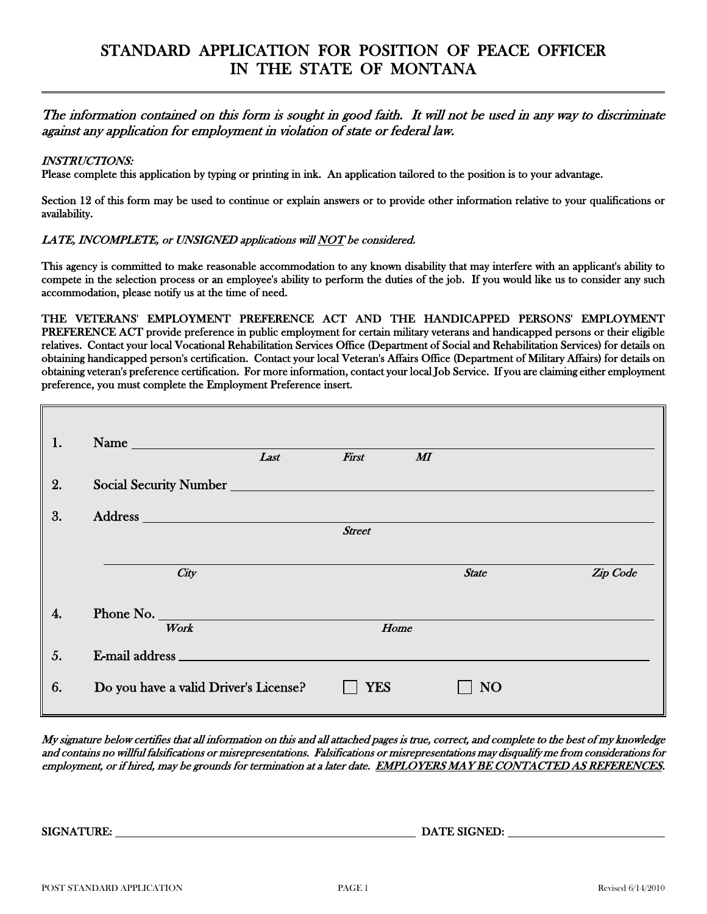# STANDARD APPLICATION FOR POSITION OF PEACE OFFICER IN THE STATE OF MONTANA

*The information contained on this form is sought in good faith. It will not be used in any way to discriminate against any application for employment in violation of state or federal law.*

*INSTRUCTIONS:*

Please complete this application by typing or printing in ink. An application tailored to the position is to your advantage.

Section 12 of this form may be used to continue or explain answers or to provide other information relative to your qualifications or availability.

*LATE, INCOMPLETE, or UNSIGNED applications will NOT be considered.*

This agency is committed to make reasonable accommodation to any known disability that may interfere with an applicant's ability to compete in the selection process or an employee's ability to perform the duties of the job. If you would like us to consider any such accommodation, please notify us at the time of need.

THE VETERANS' EMPLOYMENT PREFERENCE ACT AND THE HANDICAPPED PERSONS' EMPLOYMENT PREFERENCE ACT provide preference in public employment for certain military veterans and handicapped persons or their eligible relatives. Contact your local Vocational Rehabilitation Services Office (Department of Social and Rehabilitation Services) for details on obtaining handicapped person's certification. Contact your local Veteran's Affairs Office (Department of Military Affairs) for details on obtaining veteran's preference certification. For more information, contact your local Job Service. If you are claiming either employment preference, you must complete the Employment Preference insert.

1. Name ______________________________________________
   *Last* *First* *MI*

2. Social Security Number ______________________________________________

3. Address ______________________________________________
   *Street*

   ______________________________________________
   *City* *State* *Zip Code*

4. Phone No. ______________________________________________
   *Work* *Home*

5. E-mail address ______________________________________________

6. Do you have a valid Driver's License? ☐ YES ☐ NO

*My signature below certifies that all information on this and all attached pages is true, correct, and complete to the best of my knowledge and contains no willful falsifications or misrepresentations. Falsifications or misrepresentations may disqualify me from considerations for employment, or if hired, may be grounds for termination at a later date. EMPLOYERS MAY BE CONTACTED AS REFERENCES.*

SIGNATURE: ______________________________ DATE SIGNED: ____________________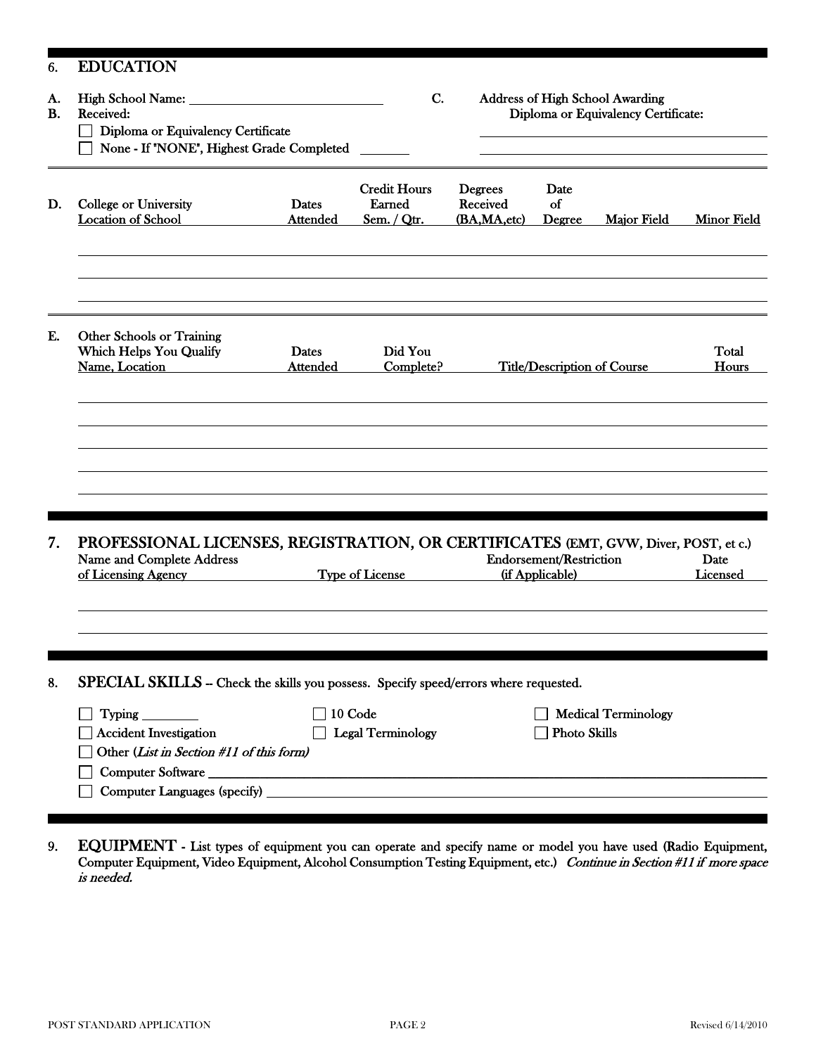## 6. EDUCATION

**A.** High School Name: ______________________________

**B.** Received:

- ☐ Diploma or Equivalency Certificate
- ☐ None - If "NONE", Highest Grade Completed _______

**C.** Address of High School Awarding Diploma or Equivalency Certificate:

______________________________

______________________________

**D.**

| College or University Location of School | Dates Attended | Credit Hours Earned Sem. / Qtr. | Degrees Received (BA,MA,etc) | Date of Degree | Major Field | Minor Field |
|---|---|---|---|---|---|---|
| | | | | | | |
| | | | | | | |
| | | | | | | |

**E.**

| Other Schools or Training Which Helps You Qualify Name, Location | Dates Attended | Did You Complete? | Title/Description of Course | Total Hours |
|---|---|---|---|---|
| | | | | |
| | | | | |
| | | | | |
| | | | | |
| | | | | |

## 7. PROFESSIONAL LICENSES, REGISTRATION, OR CERTIFICATES (EMT, GVW, Diver, POST, et c.)

| Name and Complete Address of Licensing Agency | Type of License | Endorsement/Restriction (if Applicable) | Date Licensed |
|---|---|---|---|
| | | | |
| | | | |

## 8. SPECIAL SKILLS -- Check the skills you possess. Specify speed/errors where requested.

- ☐ Typing ________
- ☐ 10 Code
- ☐ Medical Terminology
- ☐ Accident Investigation
- ☐ Legal Terminology
- ☐ Photo Skills
- ☐ Other (*List in Section #11 of this form)*
- ☐ Computer Software ______________________________
- ☐ Computer Languages (specify) ______________________________

## 9. EQUIPMENT - List types of equipment you can operate and specify name or model you have used (Radio Equipment, Computer Equipment, Video Equipment, Alcohol Consumption Testing Equipment, etc.) *Continue in Section #11 if more space is needed.*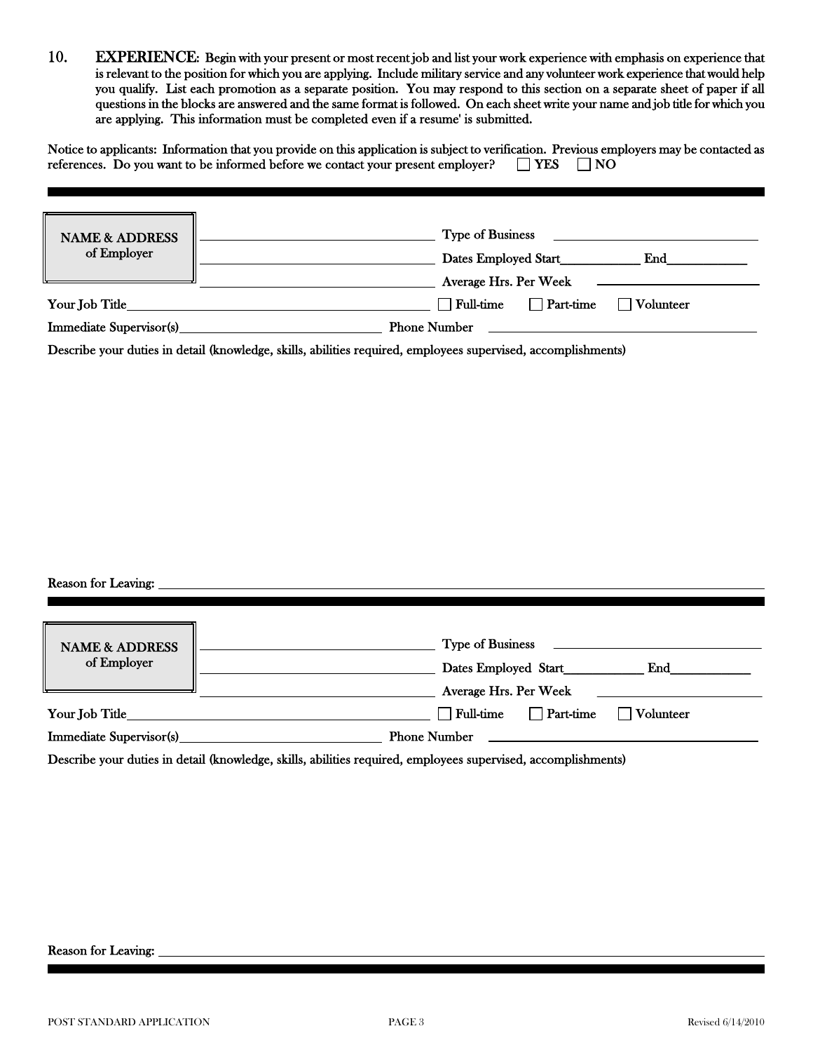10. **EXPERIENCE**: Begin with your present or most recent job and list your work experience with emphasis on experience that is relevant to the position for which you are applying. Include military service and any volunteer work experience that would help you qualify. List each promotion as a separate position. You may respond to this section on a separate sheet of paper if all questions in the blocks are answered and the same format is followed. On each sheet write your name and job title for which you are applying. This information must be completed even if a resume' is submitted.

Notice to applicants: Information that you provide on this application is subject to verification. Previous employers may be contacted as references. Do you want to be informed before we contact your present employer? ☐ YES ☐ NO

---

**NAME & ADDRESS of Employer** ______________________________

______________________________

______________________________

Type of Business ______________________________

Dates Employed Start____________ End____________

Average Hrs. Per Week ______________________________

Your Job Title______________________________ ☐ Full-time ☐ Part-time ☐ Volunteer

Immediate Supervisor(s)______________________________ Phone Number ______________________________

Describe your duties in detail (knowledge, skills, abilities required, employees supervised, accomplishments)

Reason for Leaving: ______________________________

---

**NAME & ADDRESS of Employer** ______________________________

______________________________

______________________________

Type of Business ______________________________

Dates Employed Start____________ End____________

Average Hrs. Per Week ______________________________

Your Job Title______________________________ ☐ Full-time ☐ Part-time ☐ Volunteer

Immediate Supervisor(s)______________________________ Phone Number ______________________________

Describe your duties in detail (knowledge, skills, abilities required, employees supervised, accomplishments)

Reason for Leaving: ______________________________

---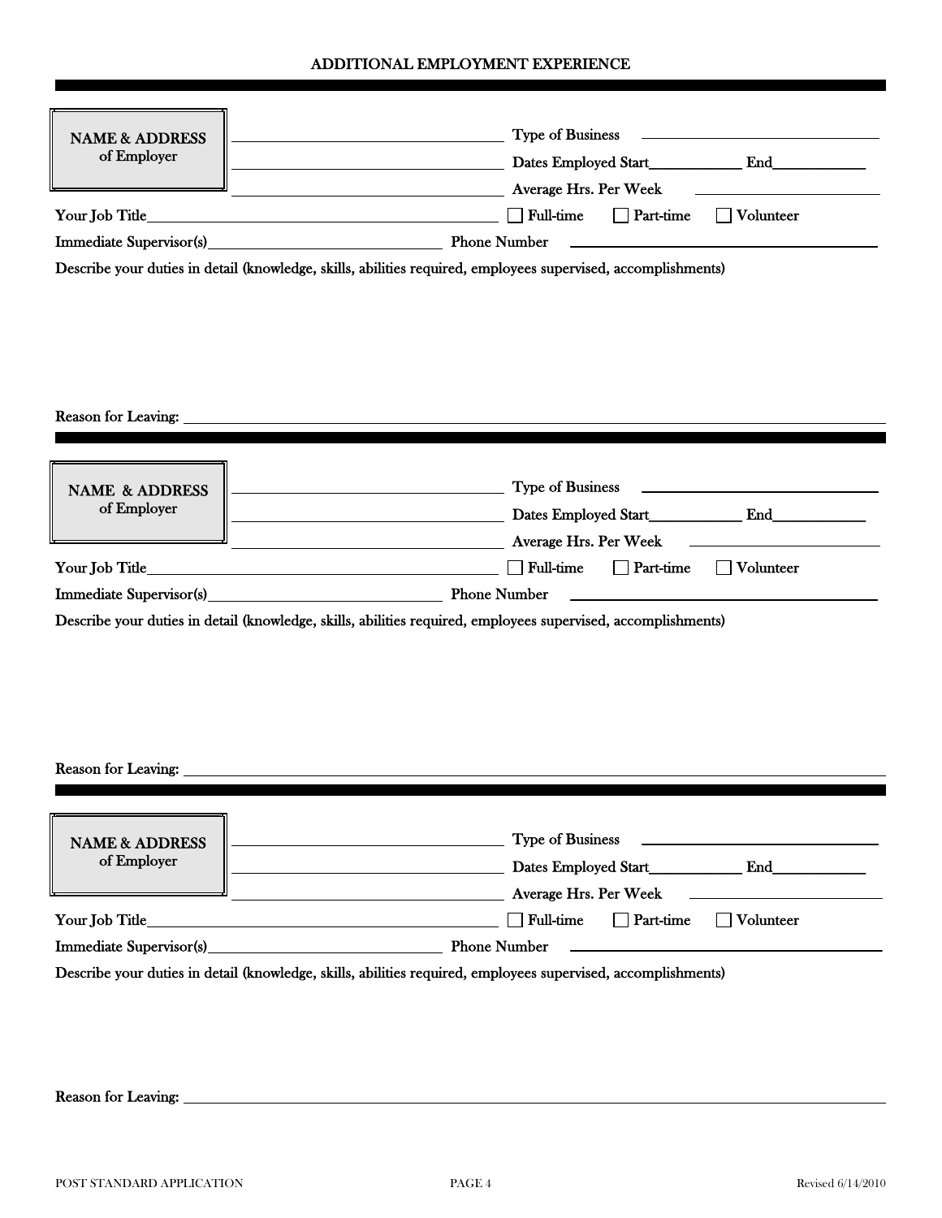## ADDITIONAL EMPLOYMENT EXPERIENCE

---

**NAME & ADDRESS** of Employer ________________________________

________________________________

________________________________

Type of Business ________________________________

Dates Employed Start____________ End____________

Average Hrs. Per Week ________________________

Your Job Title________________________________ ☐ Full-time ☐ Part-time ☐ Volunteer

Immediate Supervisor(s)______________________________ Phone Number ________________________________

Describe your duties in detail (knowledge, skills, abilities required, employees supervised, accomplishments)

Reason for Leaving: ________________________________________________________________

---

**NAME & ADDRESS** of Employer ________________________________

________________________________

________________________________

Type of Business ________________________________

Dates Employed Start____________ End____________

Average Hrs. Per Week ________________________

Your Job Title________________________________ ☐ Full-time ☐ Part-time ☐ Volunteer

Immediate Supervisor(s)______________________________ Phone Number ________________________________

Describe your duties in detail (knowledge, skills, abilities required, employees supervised, accomplishments)

Reason for Leaving: ________________________________________________________________

---

**NAME & ADDRESS** of Employer ________________________________

________________________________

________________________________

Type of Business ________________________________

Dates Employed Start____________ End____________

Average Hrs. Per Week ________________________

Your Job Title________________________________ ☐ Full-time ☐ Part-time ☐ Volunteer

Immediate Supervisor(s)______________________________ Phone Number ________________________________

Describe your duties in detail (knowledge, skills, abilities required, employees supervised, accomplishments)

Reason for Leaving: ________________________________________________________________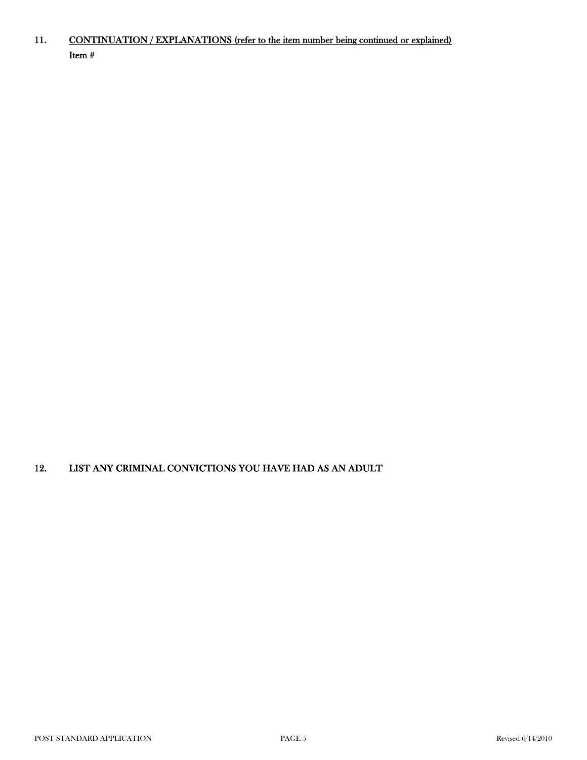## 11. CONTINUATION / EXPLANATIONS (refer to the item number being continued or explained)

**Item #**

## 12. LIST ANY CRIMINAL CONVICTIONS YOU HAVE HAD AS AN ADULT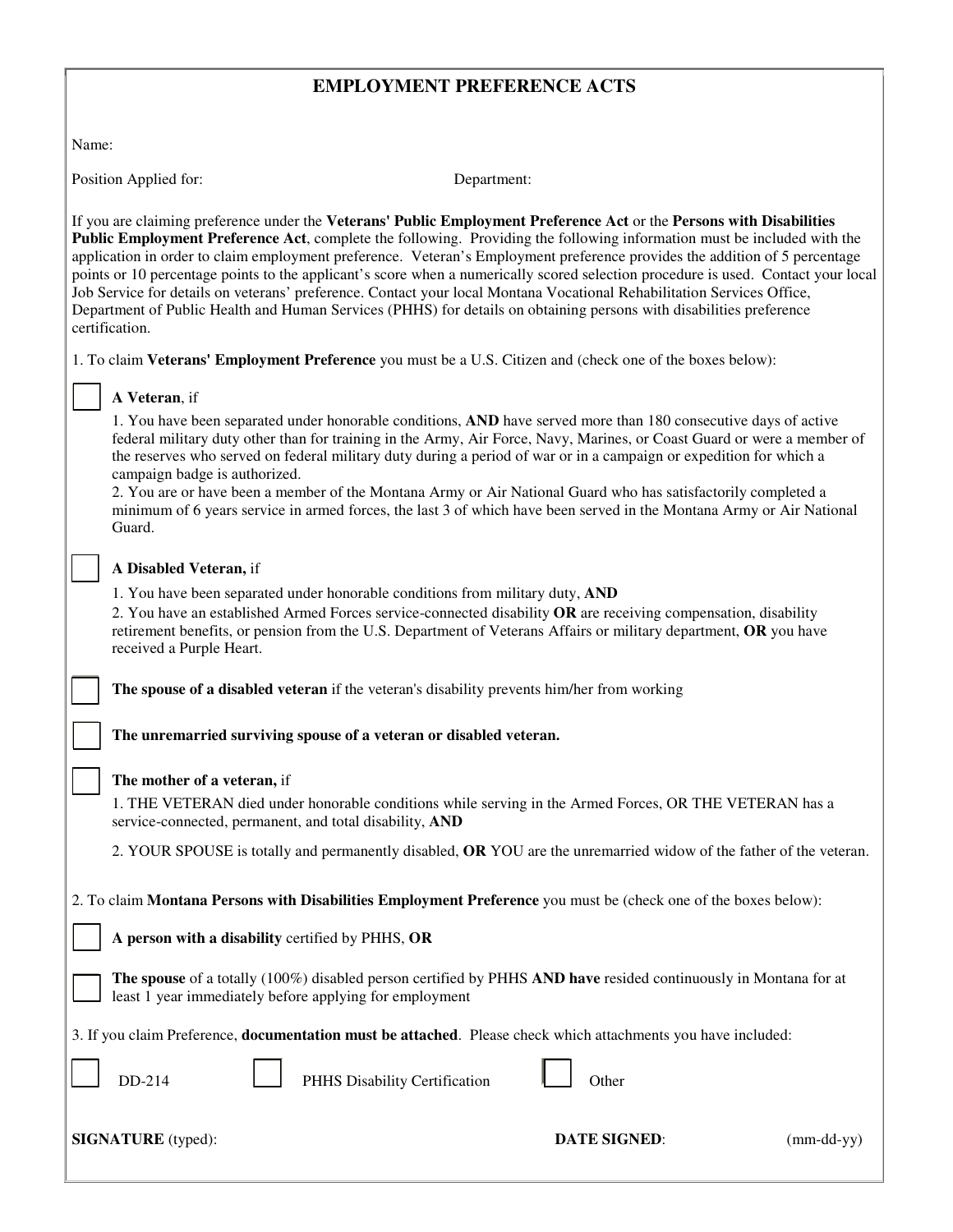# EMPLOYMENT PREFERENCE ACTS

Name:

Position Applied for: Department:

If you are claiming preference under the **Veterans' Public Employment Preference Act** or the **Persons with Disabilities Public Employment Preference Act**, complete the following. Providing the following information must be included with the application in order to claim employment preference. Veteran's Employment preference provides the addition of 5 percentage points or 10 percentage points to the applicant's score when a numerically scored selection procedure is used. Contact your local Job Service for details on veterans' preference. Contact your local Montana Vocational Rehabilitation Services Office, Department of Public Health and Human Services (PHHS) for details on obtaining persons with disabilities preference certification.

1. To claim **Veterans' Employment Preference** you must be a U.S. Citizen and (check one of the boxes below):

☐ **A Veteran**, if

1. You have been separated under honorable conditions, **AND** have served more than 180 consecutive days of active federal military duty other than for training in the Army, Air Force, Navy, Marines, or Coast Guard or were a member of the reserves who served on federal military duty during a period of war or in a campaign or expedition for which a campaign badge is authorized.
2. You are or have been a member of the Montana Army or Air National Guard who has satisfactorily completed a minimum of 6 years service in armed forces, the last 3 of which have been served in the Montana Army or Air National Guard.

☐ **A Disabled Veteran,** if

1. You have been separated under honorable conditions from military duty, **AND**
2. You have an established Armed Forces service-connected disability **OR** are receiving compensation, disability retirement benefits, or pension from the U.S. Department of Veterans Affairs or military department, **OR** you have received a Purple Heart.

☐ **The spouse of a disabled veteran** if the veteran's disability prevents him/her from working

☐ **The unremarried surviving spouse of a veteran or disabled veteran.**

☐ **The mother of a veteran,** if

1. THE VETERAN died under honorable conditions while serving in the Armed Forces, OR THE VETERAN has a service-connected, permanent, and total disability, **AND**
2. YOUR SPOUSE is totally and permanently disabled, **OR** YOU are the unremarried widow of the father of the veteran.

2. To claim **Montana Persons with Disabilities Employment Preference** you must be (check one of the boxes below):

☐ **A person with a disability** certified by PHHS, **OR**

☐ **The spouse** of a totally (100%) disabled person certified by PHHS **AND have** resided continuously in Montana for at least 1 year immediately before applying for employment

3. If you claim Preference, **documentation must be attached**. Please check which attachments you have included:

☐ DD-214 ☐ PHHS Disability Certification ☐ Other

**SIGNATURE** (typed): **DATE SIGNED**: (mm-dd-yy)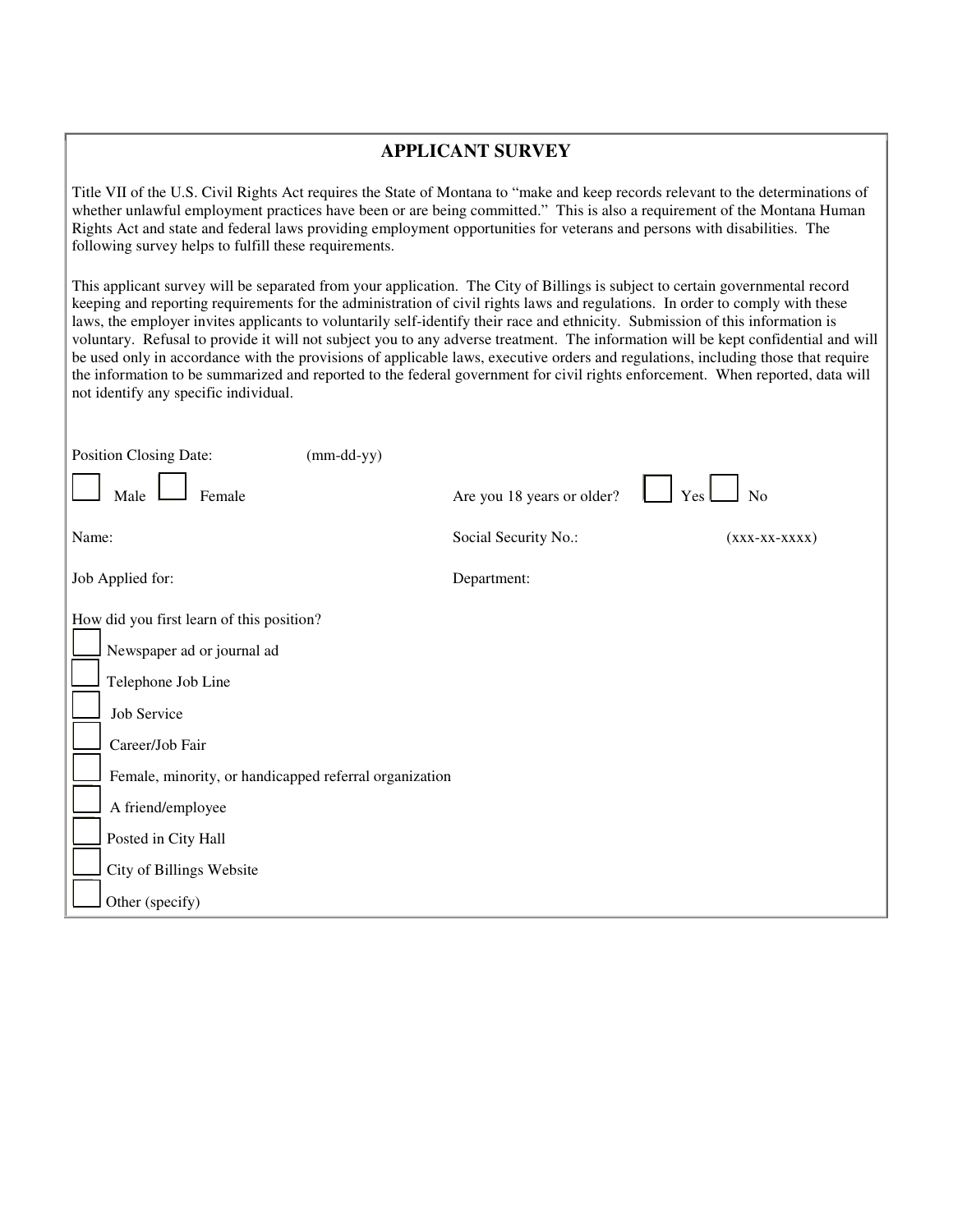## APPLICANT SURVEY

Title VII of the U.S. Civil Rights Act requires the State of Montana to "make and keep records relevant to the determinations of whether unlawful employment practices have been or are being committed." This is also a requirement of the Montana Human Rights Act and state and federal laws providing employment opportunities for veterans and persons with disabilities. The following survey helps to fulfill these requirements.

This applicant survey will be separated from your application. The City of Billings is subject to certain governmental record keeping and reporting requirements for the administration of civil rights laws and regulations. In order to comply with these laws, the employer invites applicants to voluntarily self-identify their race and ethnicity. Submission of this information is voluntary. Refusal to provide it will not subject you to any adverse treatment. The information will be kept confidential and will be used only in accordance with the provisions of applicable laws, executive orders and regulations, including those that require the information to be summarized and reported to the federal government for civil rights enforcement. When reported, data will not identify any specific individual.

Position Closing Date: (mm-dd-yy)

☐ Male ☐ Female

Are you 18 years or older? ☐ Yes ☐ No

Name:

Social Security No.: (xxx-xx-xxxx)

Job Applied for:

Department:

How did you first learn of this position?

- ☐ Newspaper ad or journal ad
- ☐ Telephone Job Line
- ☐ Job Service
- ☐ Career/Job Fair
- ☐ Female, minority, or handicapped referral organization
- ☐ A friend/employee
- ☐ Posted in City Hall
- ☐ City of Billings Website
- ☐ Other (specify)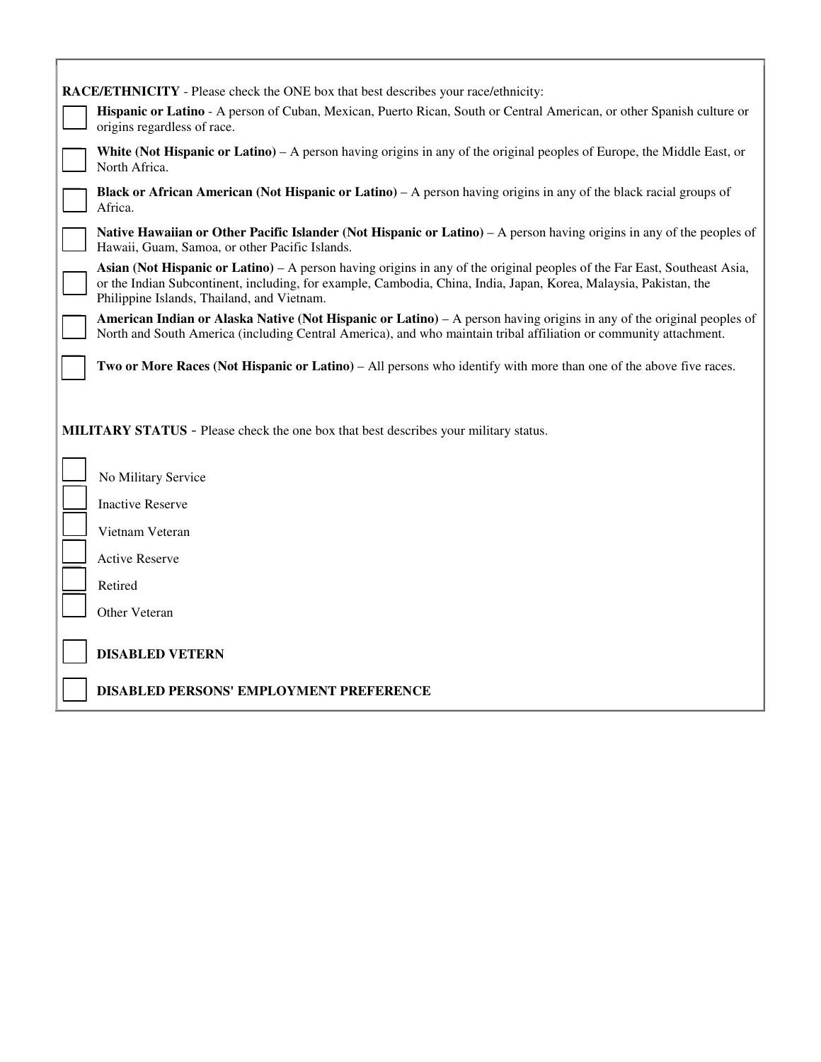**RACE/ETHNICITY** - Please check the ONE box that best describes your race/ethnicity:

☐ **Hispanic or Latino** - A person of Cuban, Mexican, Puerto Rican, South or Central American, or other Spanish culture or origins regardless of race.

☐ **White (Not Hispanic or Latino)** – A person having origins in any of the original peoples of Europe, the Middle East, or North Africa.

☐ **Black or African American (Not Hispanic or Latino)** – A person having origins in any of the black racial groups of Africa.

☐ **Native Hawaiian or Other Pacific Islander (Not Hispanic or Latino)** – A person having origins in any of the peoples of Hawaii, Guam, Samoa, or other Pacific Islands.

☐ **Asian (Not Hispanic or Latino)** – A person having origins in any of the original peoples of the Far East, Southeast Asia, or the Indian Subcontinent, including, for example, Cambodia, China, India, Japan, Korea, Malaysia, Pakistan, the Philippine Islands, Thailand, and Vietnam.

☐ **American Indian or Alaska Native (Not Hispanic or Latino)** – A person having origins in any of the original peoples of North and South America (including Central America), and who maintain tribal affiliation or community attachment.

☐ **Two or More Races (Not Hispanic or Latino)** – All persons who identify with more than one of the above five races.

**MILITARY STATUS** - Please check the one box that best describes your military status.

☐ No Military Service

☐ Inactive Reserve

☐ Vietnam Veteran

☐ Active Reserve

☐ Retired

☐ Other Veteran

☐ **DISABLED VETERN**

☐ **DISABLED PERSONS' EMPLOYMENT PREFERENCE**